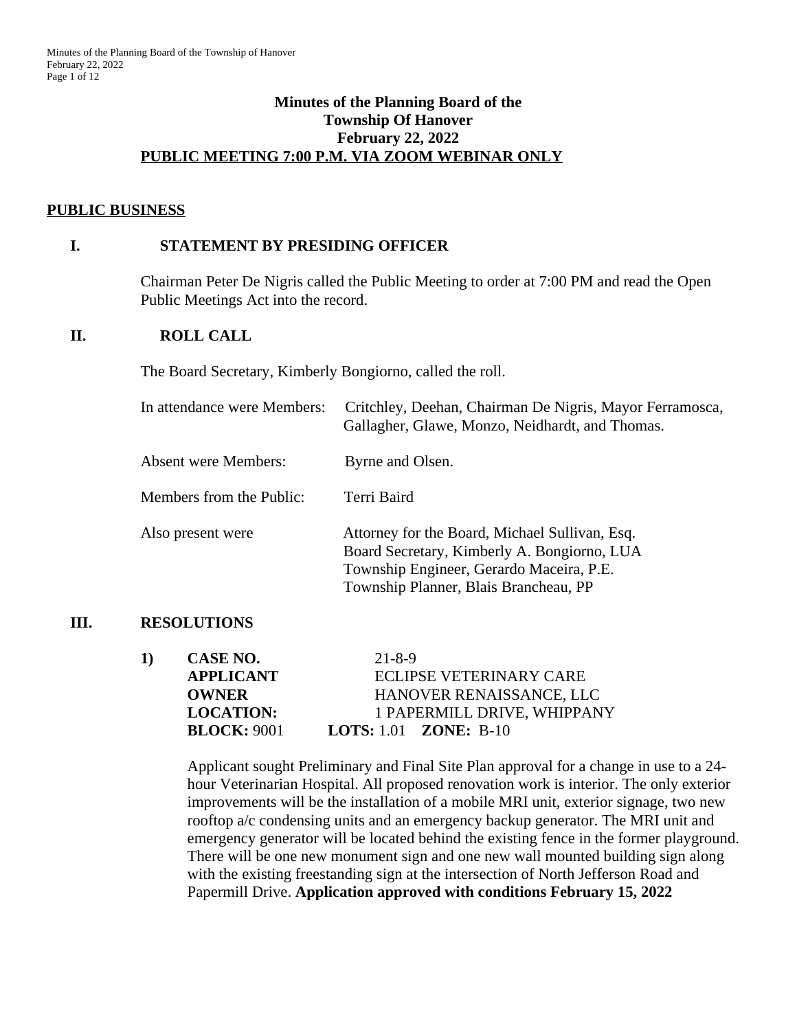# Minutes of the Planning Board of the Township Of Hanover
## February 22, 2022
## PUBLIC MEETING 7:00 P.M. VIA ZOOM WEBINAR ONLY

## PUBLIC BUSINESS

### I. STATEMENT BY PRESIDING OFFICER

Chairman Peter De Nigris called the Public Meeting to order at 7:00 PM and read the Open Public Meetings Act into the record.

### II. ROLL CALL

The Board Secretary, Kimberly Bongiorno, called the roll.

In attendance were Members: Critchley, Deehan, Chairman De Nigris, Mayor Ferramosca, Gallagher, Glawe, Monzo, Neidhardt, and Thomas.

Absent were Members: Byrne and Olsen.

Members from the Public: Terri Baird

Also present were
Attorney for the Board, Michael Sullivan, Esq.
Board Secretary, Kimberly A. Bongiorno, LUA
Township Engineer, Gerardo Maceira, P.E.
Township Planner, Blais Brancheau, PP

### III. RESOLUTIONS

1) **CASE NO.** 21-8-9
**APPLICANT** ECLIPSE VETERINARY CARE
**OWNER** HANOVER RENAISSANCE, LLC
**LOCATION:** 1 PAPERMILL DRIVE, WHIPPANY
**BLOCK:** 9001 **LOTS:** 1.01 **ZONE:** B-10

Applicant sought Preliminary and Final Site Plan approval for a change in use to a 24-hour Veterinarian Hospital. All proposed renovation work is interior. The only exterior improvements will be the installation of a mobile MRI unit, exterior signage, two new rooftop a/c condensing units and an emergency backup generator. The MRI unit and emergency generator will be located behind the existing fence in the former playground. There will be one new monument sign and one new wall mounted building sign along with the existing freestanding sign at the intersection of North Jefferson Road and Papermill Drive. **Application approved with conditions February 15, 2022**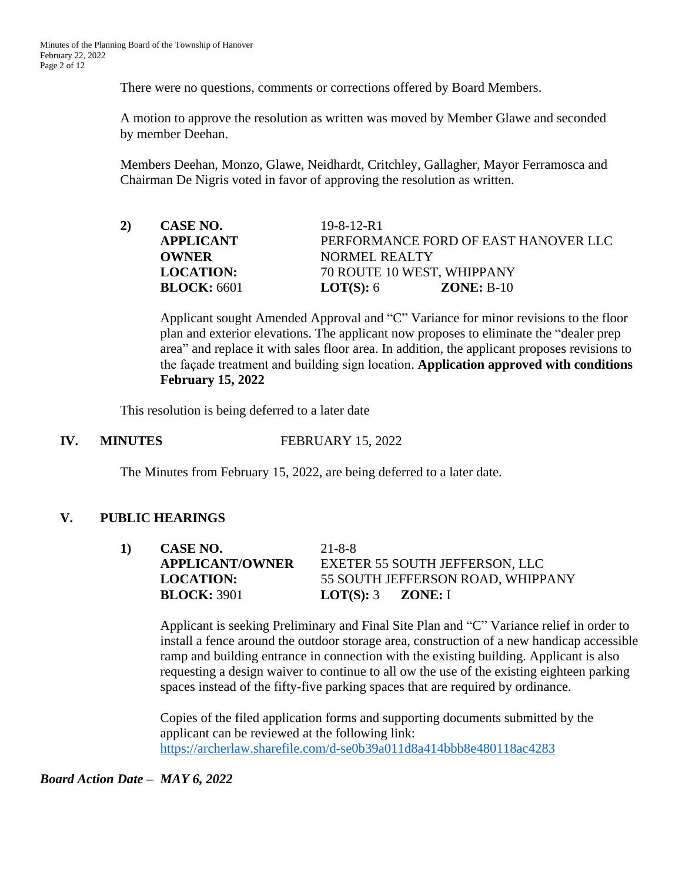There were no questions, comments or corrections offered by Board Members.

A motion to approve the resolution as written was moved by Member Glawe and seconded by member Deehan.

Members Deehan, Monzo, Glawe, Neidhardt, Critchley, Gallagher, Mayor Ferramosca and Chairman De Nigris voted in favor of approving the resolution as written.

**2)** **CASE NO.** 19-8-12-R1
**APPLICANT** PERFORMANCE FORD OF EAST HANOVER LLC
**OWNER** NORMEL REALTY
**LOCATION:** 70 ROUTE 10 WEST, WHIPPANY
**BLOCK:** 6601 **LOT(S):** 6 **ZONE:** B-10

Applicant sought Amended Approval and "C" Variance for minor revisions to the floor plan and exterior elevations. The applicant now proposes to eliminate the "dealer prep area" and replace it with sales floor area. In addition, the applicant proposes revisions to the façade treatment and building sign location. **Application approved with conditions February 15, 2022**

This resolution is being deferred to a later date

## IV. MINUTES FEBRUARY 15, 2022

The Minutes from February 15, 2022, are being deferred to a later date.

## V. PUBLIC HEARINGS

**1)** **CASE NO.** 21-8-8
**APPLICANT/OWNER** EXETER 55 SOUTH JEFFERSON, LLC
**LOCATION:** 55 SOUTH JEFFERSON ROAD, WHIPPANY
**BLOCK:** 3901 **LOT(S):** 3 **ZONE:** I

Applicant is seeking Preliminary and Final Site Plan and "C" Variance relief in order to install a fence around the outdoor storage area, construction of a new handicap accessible ramp and building entrance in connection with the existing building. Applicant is also requesting a design waiver to continue to all ow the use of the existing eighteen parking spaces instead of the fifty-five parking spaces that are required by ordinance.

Copies of the filed application forms and supporting documents submitted by the applicant can be reviewed at the following link:
https://archerlaw.sharefile.com/d-se0b39a011d8a414bbb8e480118ac4283

***Board Action Date – MAY 6, 2022***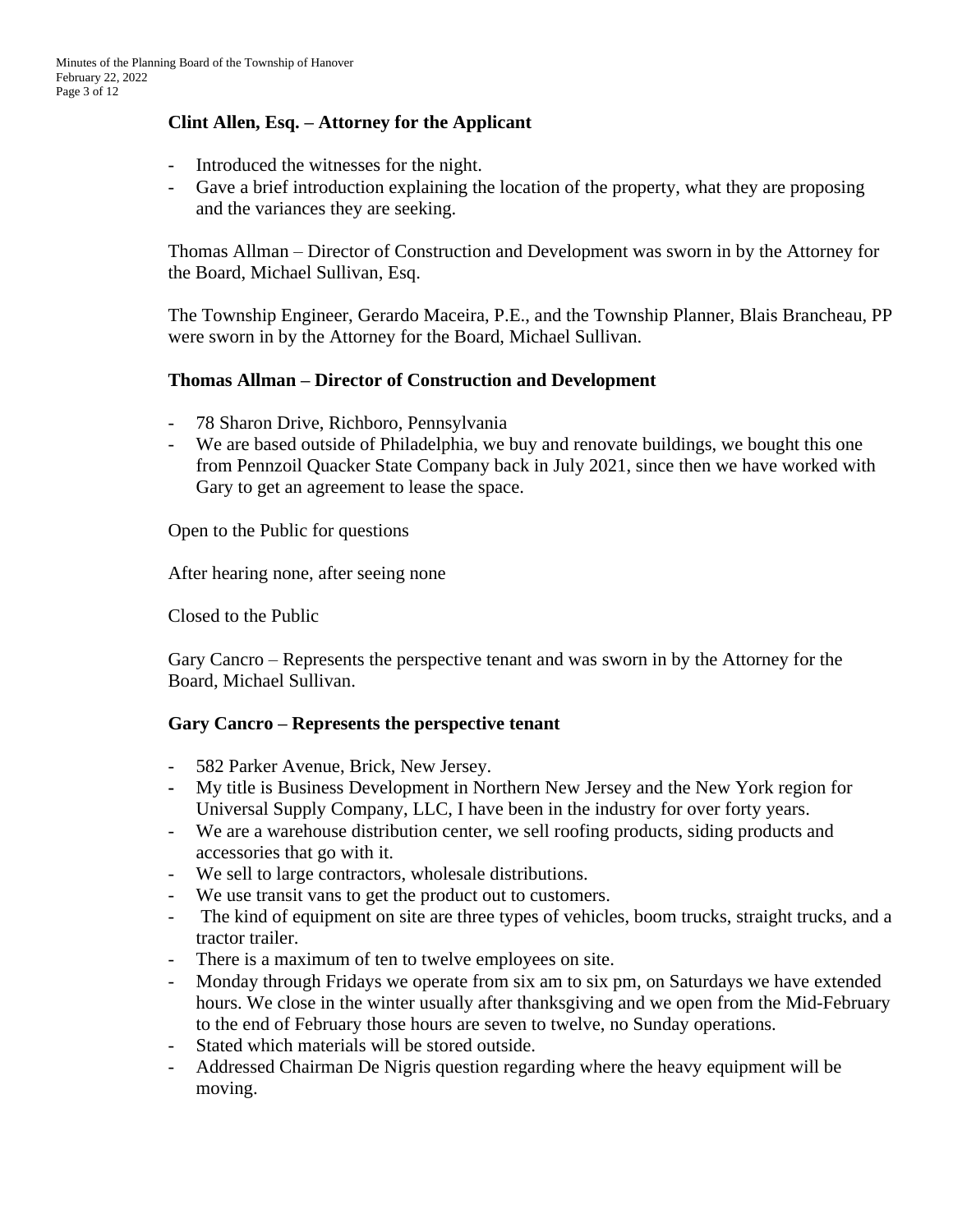**Clint Allen, Esq. – Attorney for the Applicant**

- Introduced the witnesses for the night.
- Gave a brief introduction explaining the location of the property, what they are proposing and the variances they are seeking.

Thomas Allman – Director of Construction and Development was sworn in by the Attorney for the Board, Michael Sullivan, Esq.

The Township Engineer, Gerardo Maceira, P.E., and the Township Planner, Blais Brancheau, PP were sworn in by the Attorney for the Board, Michael Sullivan.

**Thomas Allman – Director of Construction and Development**

- 78 Sharon Drive, Richboro, Pennsylvania
- We are based outside of Philadelphia, we buy and renovate buildings, we bought this one from Pennzoil Quacker State Company back in July 2021, since then we have worked with Gary to get an agreement to lease the space.

Open to the Public for questions

After hearing none, after seeing none

Closed to the Public

Gary Cancro – Represents the perspective tenant and was sworn in by the Attorney for the Board, Michael Sullivan.

**Gary Cancro – Represents the perspective tenant**

- 582 Parker Avenue, Brick, New Jersey.
- My title is Business Development in Northern New Jersey and the New York region for Universal Supply Company, LLC, I have been in the industry for over forty years.
- We are a warehouse distribution center, we sell roofing products, siding products and accessories that go with it.
- We sell to large contractors, wholesale distributions.
- We use transit vans to get the product out to customers.
- The kind of equipment on site are three types of vehicles, boom trucks, straight trucks, and a tractor trailer.
- There is a maximum of ten to twelve employees on site.
- Monday through Fridays we operate from six am to six pm, on Saturdays we have extended hours. We close in the winter usually after thanksgiving and we open from the Mid-February to the end of February those hours are seven to twelve, no Sunday operations.
- Stated which materials will be stored outside.
- Addressed Chairman De Nigris question regarding where the heavy equipment will be moving.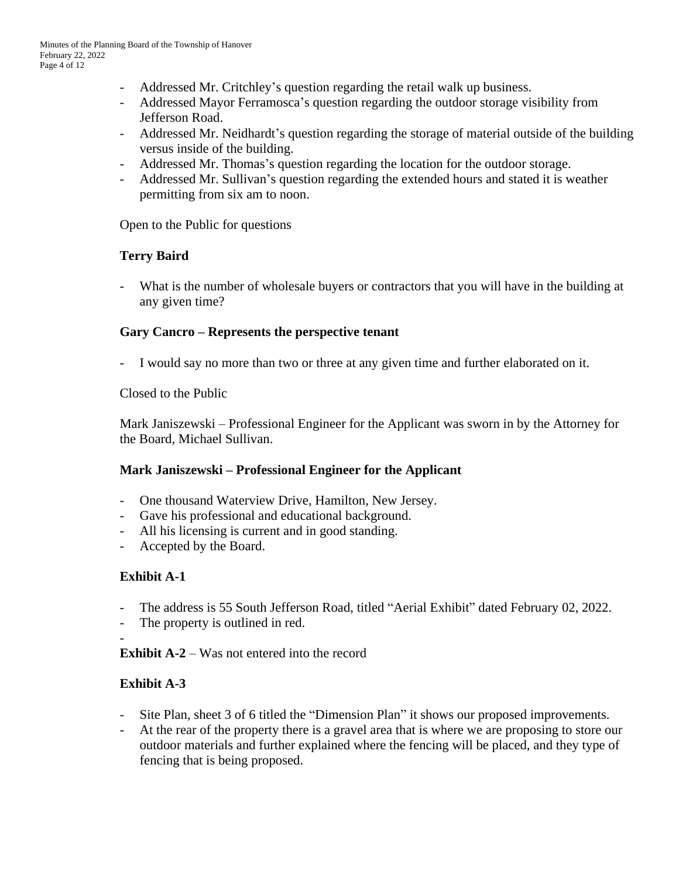- Addressed Mr. Critchley's question regarding the retail walk up business.
- Addressed Mayor Ferramosca's question regarding the outdoor storage visibility from Jefferson Road.
- Addressed Mr. Neidhardt's question regarding the storage of material outside of the building versus inside of the building.
- Addressed Mr. Thomas's question regarding the location for the outdoor storage.
- Addressed Mr. Sullivan's question regarding the extended hours and stated it is weather permitting from six am to noon.

Open to the Public for questions

**Terry Baird**

- What is the number of wholesale buyers or contractors that you will have in the building at any given time?

**Gary Cancro – Represents the perspective tenant**

- I would say no more than two or three at any given time and further elaborated on it.

Closed to the Public

Mark Janiszewski – Professional Engineer for the Applicant was sworn in by the Attorney for the Board, Michael Sullivan.

**Mark Janiszewski – Professional Engineer for the Applicant**

- One thousand Waterview Drive, Hamilton, New Jersey.
- Gave his professional and educational background.
- All his licensing is current and in good standing.
- Accepted by the Board.

**Exhibit A-1**

- The address is 55 South Jefferson Road, titled "Aerial Exhibit" dated February 02, 2022.
- The property is outlined in red.
-

**Exhibit A-2** – Was not entered into the record

**Exhibit A-3**

- Site Plan, sheet 3 of 6 titled the "Dimension Plan" it shows our proposed improvements.
- At the rear of the property there is a gravel area that is where we are proposing to store our outdoor materials and further explained where the fencing will be placed, and they type of fencing that is being proposed.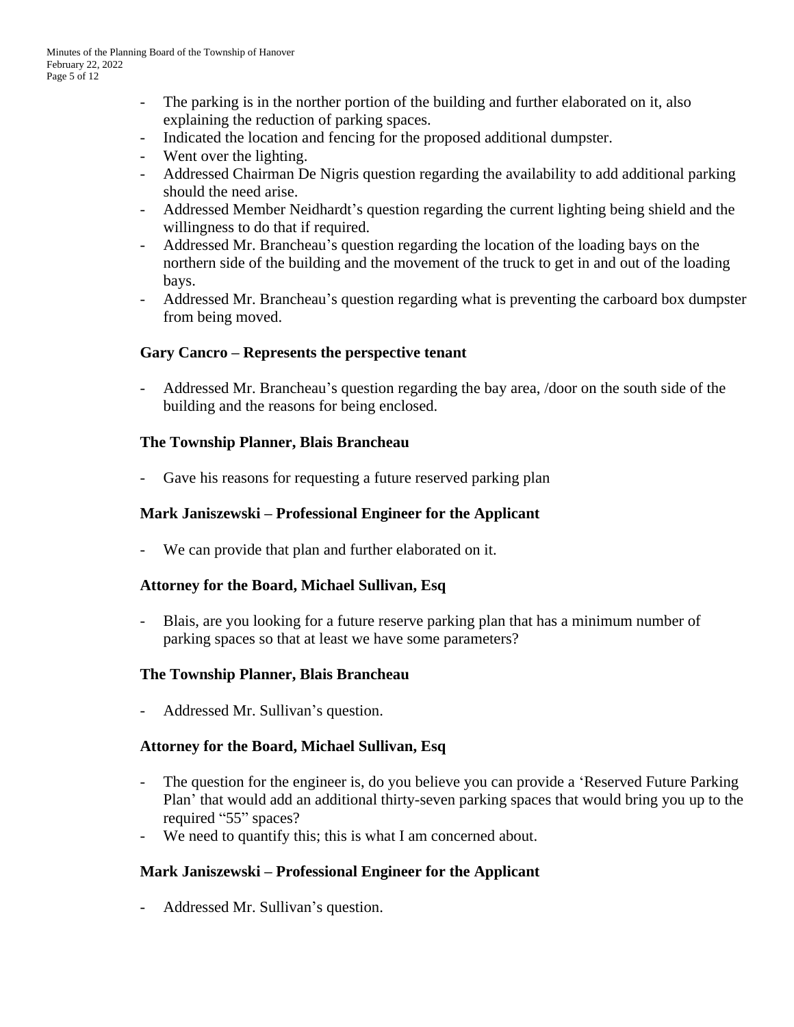- The parking is in the norther portion of the building and further elaborated on it, also explaining the reduction of parking spaces.
- Indicated the location and fencing for the proposed additional dumpster.
- Went over the lighting.
- Addressed Chairman De Nigris question regarding the availability to add additional parking should the need arise.
- Addressed Member Neidhardt's question regarding the current lighting being shield and the willingness to do that if required.
- Addressed Mr. Brancheau's question regarding the location of the loading bays on the northern side of the building and the movement of the truck to get in and out of the loading bays.
- Addressed Mr. Brancheau's question regarding what is preventing the carboard box dumpster from being moved.

**Gary Cancro – Represents the perspective tenant**

- Addressed Mr. Brancheau's question regarding the bay area, /door on the south side of the building and the reasons for being enclosed.

**The Township Planner, Blais Brancheau**

- Gave his reasons for requesting a future reserved parking plan

**Mark Janiszewski – Professional Engineer for the Applicant**

- We can provide that plan and further elaborated on it.

**Attorney for the Board, Michael Sullivan, Esq**

- Blais, are you looking for a future reserve parking plan that has a minimum number of parking spaces so that at least we have some parameters?

**The Township Planner, Blais Brancheau**

- Addressed Mr. Sullivan's question.

**Attorney for the Board, Michael Sullivan, Esq**

- The question for the engineer is, do you believe you can provide a 'Reserved Future Parking Plan' that would add an additional thirty-seven parking spaces that would bring you up to the required "55" spaces?
- We need to quantify this; this is what I am concerned about.

**Mark Janiszewski – Professional Engineer for the Applicant**

- Addressed Mr. Sullivan's question.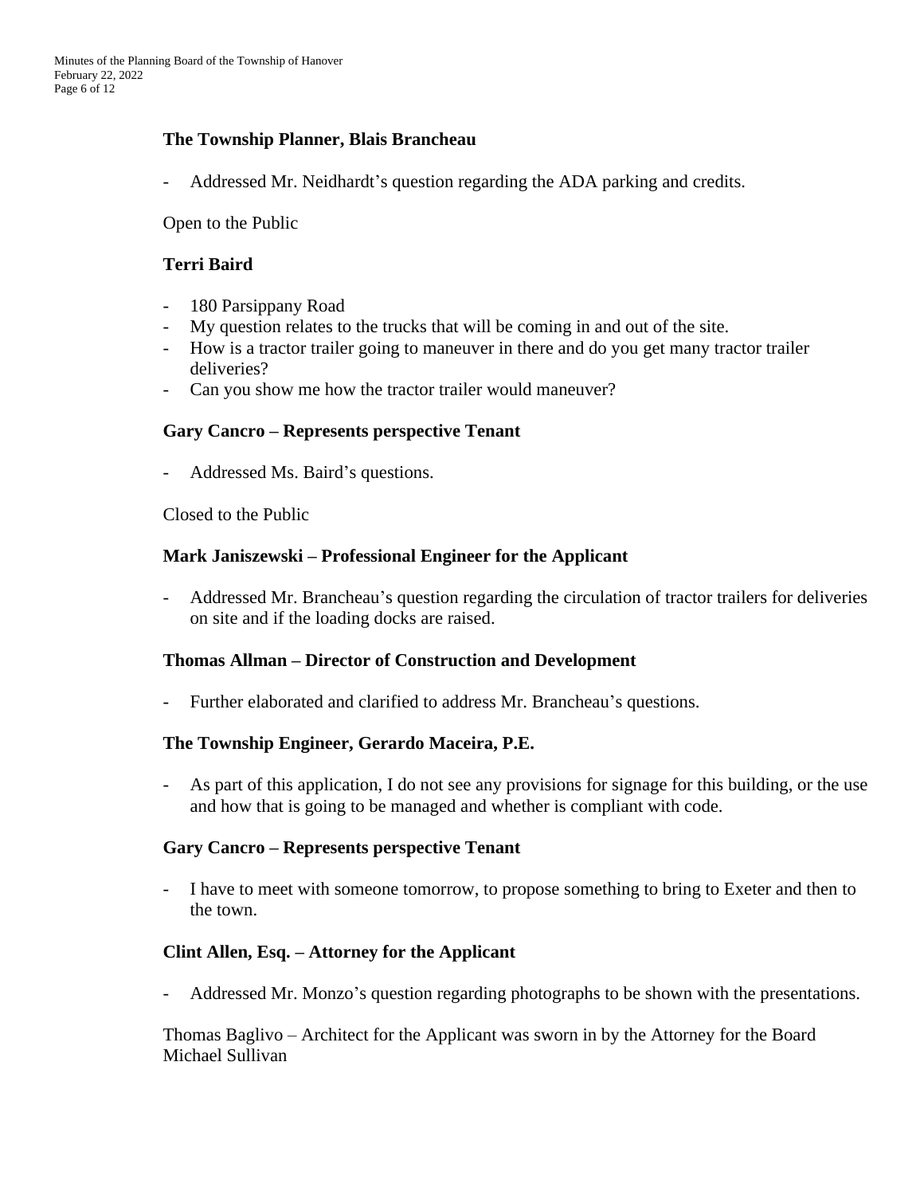**The Township Planner, Blais Brancheau**

- Addressed Mr. Neidhardt's question regarding the ADA parking and credits.

Open to the Public

**Terri Baird**

- 180 Parsippany Road
- My question relates to the trucks that will be coming in and out of the site.
- How is a tractor trailer going to maneuver in there and do you get many tractor trailer deliveries?
- Can you show me how the tractor trailer would maneuver?

**Gary Cancro – Represents perspective Tenant**

- Addressed Ms. Baird's questions.

Closed to the Public

**Mark Janiszewski – Professional Engineer for the Applicant**

- Addressed Mr. Brancheau's question regarding the circulation of tractor trailers for deliveries on site and if the loading docks are raised.

**Thomas Allman – Director of Construction and Development**

- Further elaborated and clarified to address Mr. Brancheau's questions.

**The Township Engineer, Gerardo Maceira, P.E.**

- As part of this application, I do not see any provisions for signage for this building, or the use and how that is going to be managed and whether is compliant with code.

**Gary Cancro – Represents perspective Tenant**

- I have to meet with someone tomorrow, to propose something to bring to Exeter and then to the town.

**Clint Allen, Esq. – Attorney for the Applicant**

- Addressed Mr. Monzo's question regarding photographs to be shown with the presentations.

Thomas Baglivo – Architect for the Applicant was sworn in by the Attorney for the Board Michael Sullivan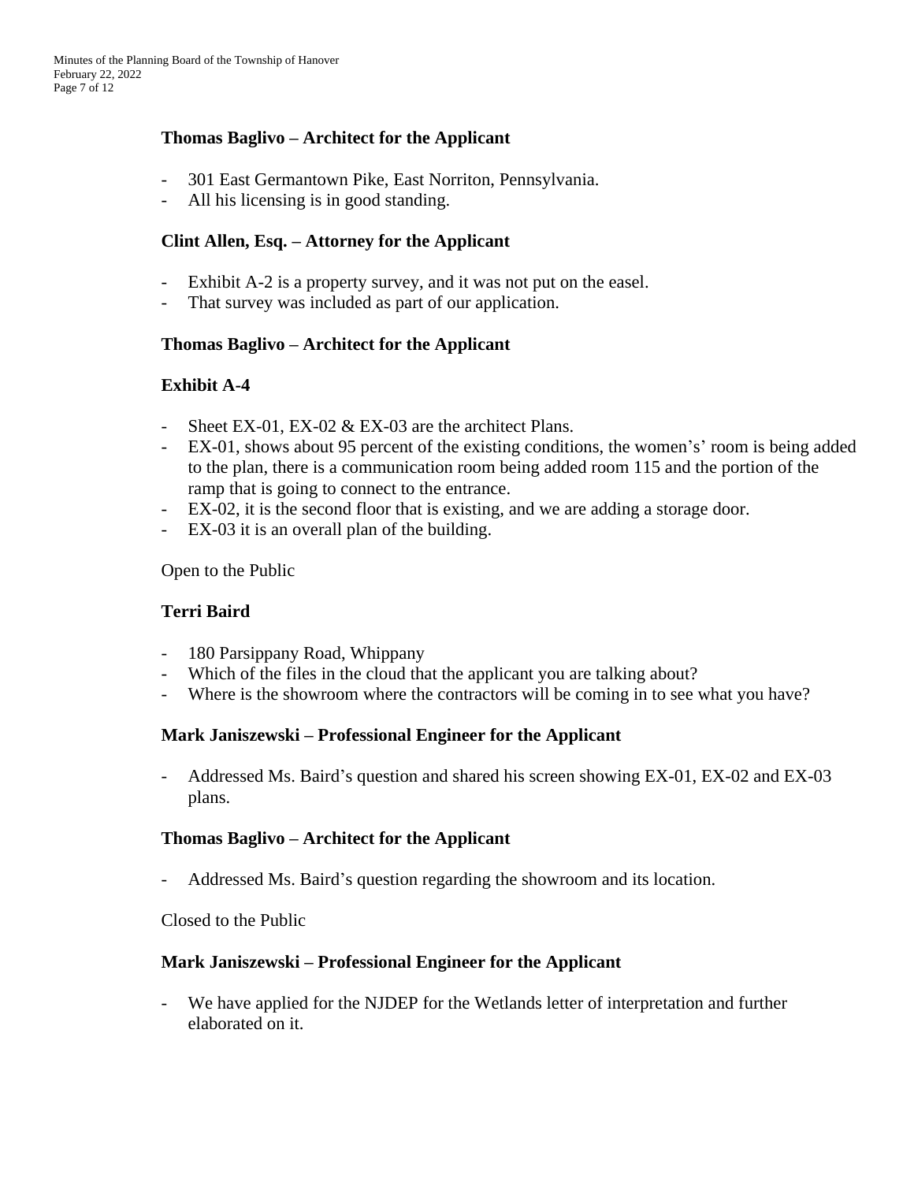**Thomas Baglivo – Architect for the Applicant**

- 301 East Germantown Pike, East Norriton, Pennsylvania.
- All his licensing is in good standing.

**Clint Allen, Esq. – Attorney for the Applicant**

- Exhibit A-2 is a property survey, and it was not put on the easel.
- That survey was included as part of our application.

**Thomas Baglivo – Architect for the Applicant**

**Exhibit A-4**

- Sheet EX-01, EX-02 & EX-03 are the architect Plans.
- EX-01, shows about 95 percent of the existing conditions, the women's' room is being added to the plan, there is a communication room being added room 115 and the portion of the ramp that is going to connect to the entrance.
- EX-02, it is the second floor that is existing, and we are adding a storage door.
- EX-03 it is an overall plan of the building.

Open to the Public

**Terri Baird**

- 180 Parsippany Road, Whippany
- Which of the files in the cloud that the applicant you are talking about?
- Where is the showroom where the contractors will be coming in to see what you have?

**Mark Janiszewski – Professional Engineer for the Applicant**

- Addressed Ms. Baird's question and shared his screen showing EX-01, EX-02 and EX-03 plans.

**Thomas Baglivo – Architect for the Applicant**

- Addressed Ms. Baird's question regarding the showroom and its location.

Closed to the Public

**Mark Janiszewski – Professional Engineer for the Applicant**

- We have applied for the NJDEP for the Wetlands letter of interpretation and further elaborated on it.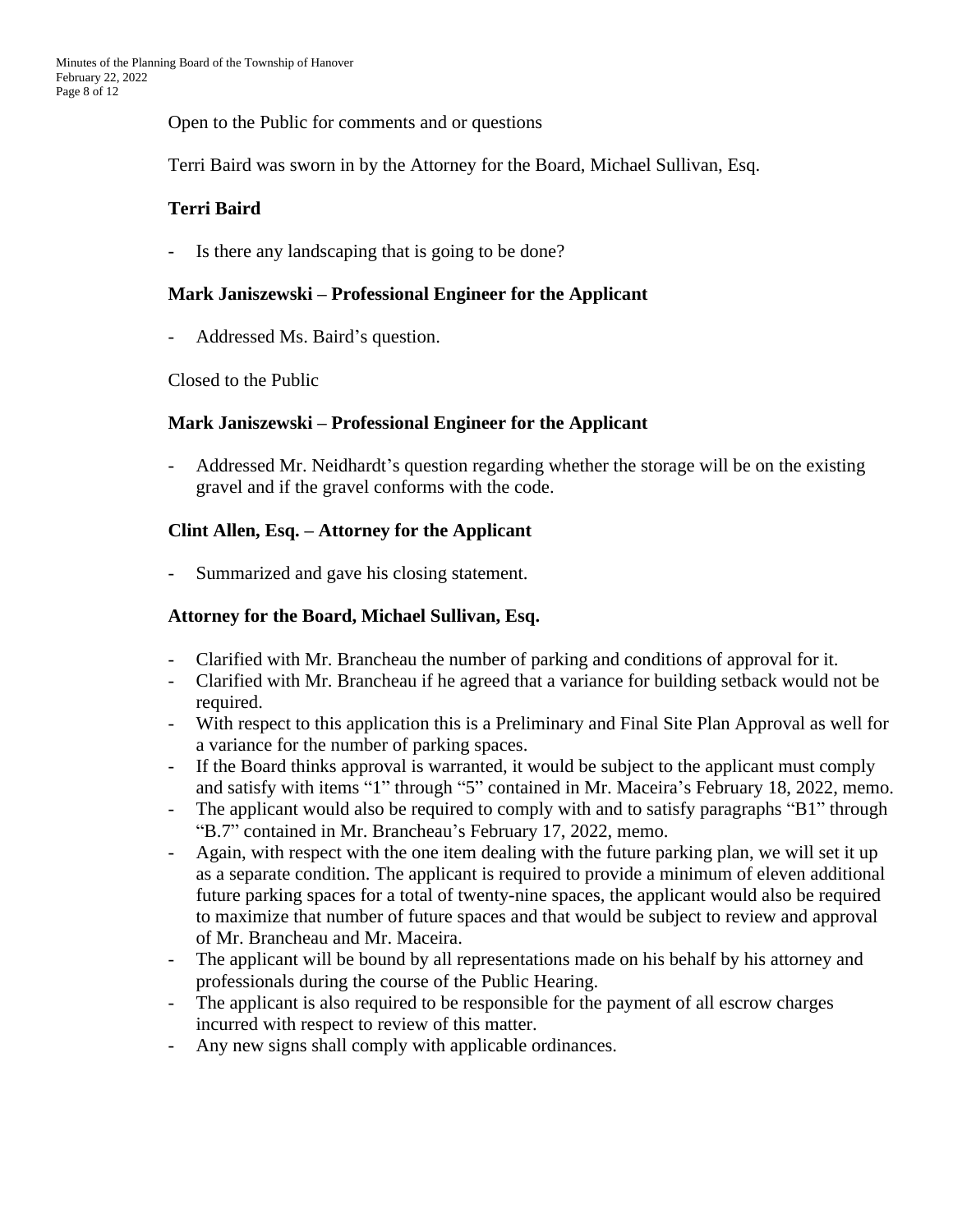Open to the Public for comments and or questions

Terri Baird was sworn in by the Attorney for the Board, Michael Sullivan, Esq.

**Terri Baird**

- Is there any landscaping that is going to be done?

**Mark Janiszewski – Professional Engineer for the Applicant**

- Addressed Ms. Baird's question.

Closed to the Public

**Mark Janiszewski – Professional Engineer for the Applicant**

- Addressed Mr. Neidhardt's question regarding whether the storage will be on the existing gravel and if the gravel conforms with the code.

**Clint Allen, Esq. – Attorney for the Applicant**

- Summarized and gave his closing statement.

**Attorney for the Board, Michael Sullivan, Esq.**

- Clarified with Mr. Brancheau the number of parking and conditions of approval for it.
- Clarified with Mr. Brancheau if he agreed that a variance for building setback would not be required.
- With respect to this application this is a Preliminary and Final Site Plan Approval as well for a variance for the number of parking spaces.
- If the Board thinks approval is warranted, it would be subject to the applicant must comply and satisfy with items "1" through "5" contained in Mr. Maceira's February 18, 2022, memo.
- The applicant would also be required to comply with and to satisfy paragraphs "B1" through "B.7" contained in Mr. Brancheau's February 17, 2022, memo.
- Again, with respect with the one item dealing with the future parking plan, we will set it up as a separate condition. The applicant is required to provide a minimum of eleven additional future parking spaces for a total of twenty-nine spaces, the applicant would also be required to maximize that number of future spaces and that would be subject to review and approval of Mr. Brancheau and Mr. Maceira.
- The applicant will be bound by all representations made on his behalf by his attorney and professionals during the course of the Public Hearing.
- The applicant is also required to be responsible for the payment of all escrow charges incurred with respect to review of this matter.
- Any new signs shall comply with applicable ordinances.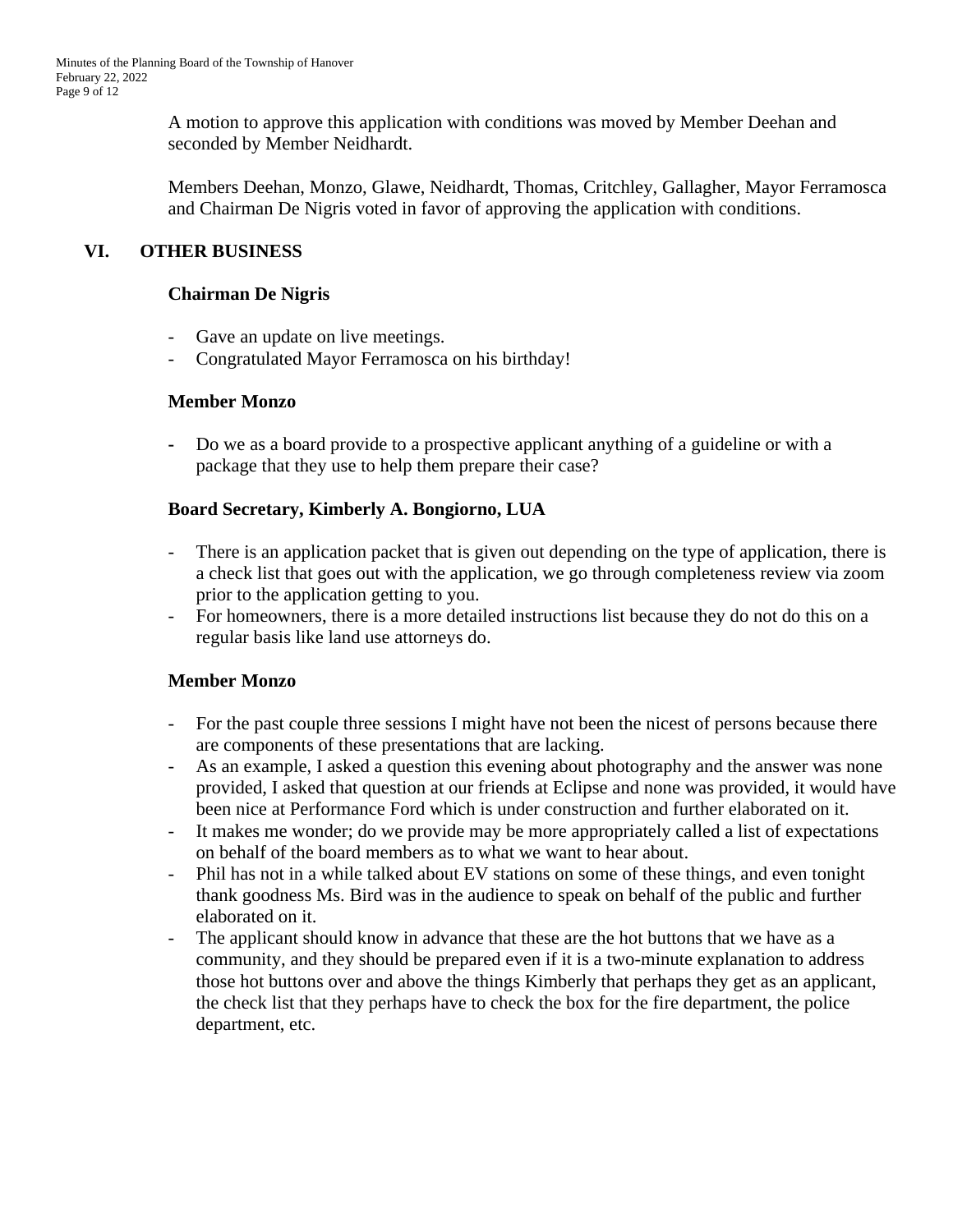A motion to approve this application with conditions was moved by Member Deehan and seconded by Member Neidhardt.

Members Deehan, Monzo, Glawe, Neidhardt, Thomas, Critchley, Gallagher, Mayor Ferramosca and Chairman De Nigris voted in favor of approving the application with conditions.

## VI. OTHER BUSINESS

**Chairman De Nigris**

- Gave an update on live meetings.
- Congratulated Mayor Ferramosca on his birthday!

**Member Monzo**

- Do we as a board provide to a prospective applicant anything of a guideline or with a package that they use to help them prepare their case?

**Board Secretary, Kimberly A. Bongiorno, LUA**

- There is an application packet that is given out depending on the type of application, there is a check list that goes out with the application, we go through completeness review via zoom prior to the application getting to you.
- For homeowners, there is a more detailed instructions list because they do not do this on a regular basis like land use attorneys do.

**Member Monzo**

- For the past couple three sessions I might have not been the nicest of persons because there are components of these presentations that are lacking.
- As an example, I asked a question this evening about photography and the answer was none provided, I asked that question at our friends at Eclipse and none was provided, it would have been nice at Performance Ford which is under construction and further elaborated on it.
- It makes me wonder; do we provide may be more appropriately called a list of expectations on behalf of the board members as to what we want to hear about.
- Phil has not in a while talked about EV stations on some of these things, and even tonight thank goodness Ms. Bird was in the audience to speak on behalf of the public and further elaborated on it.
- The applicant should know in advance that these are the hot buttons that we have as a community, and they should be prepared even if it is a two-minute explanation to address those hot buttons over and above the things Kimberly that perhaps they get as an applicant, the check list that they perhaps have to check the box for the fire department, the police department, etc.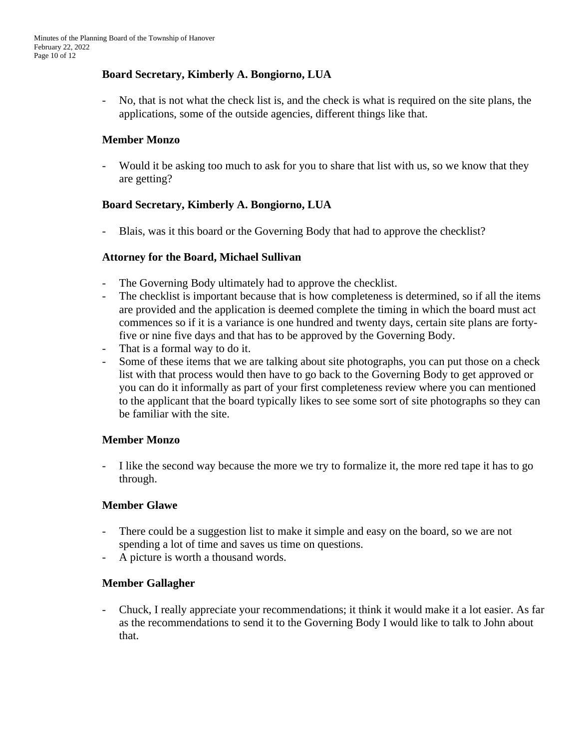**Board Secretary, Kimberly A. Bongiorno, LUA**

- No, that is not what the check list is, and the check is what is required on the site plans, the applications, some of the outside agencies, different things like that.

**Member Monzo**

- Would it be asking too much to ask for you to share that list with us, so we know that they are getting?

**Board Secretary, Kimberly A. Bongiorno, LUA**

- Blais, was it this board or the Governing Body that had to approve the checklist?

**Attorney for the Board, Michael Sullivan**

- The Governing Body ultimately had to approve the checklist.
- The checklist is important because that is how completeness is determined, so if all the items are provided and the application is deemed complete the timing in which the board must act commences so if it is a variance is one hundred and twenty days, certain site plans are forty-five or nine five days and that has to be approved by the Governing Body.
- That is a formal way to do it.
- Some of these items that we are talking about site photographs, you can put those on a check list with that process would then have to go back to the Governing Body to get approved or you can do it informally as part of your first completeness review where you can mentioned to the applicant that the board typically likes to see some sort of site photographs so they can be familiar with the site.

**Member Monzo**

- I like the second way because the more we try to formalize it, the more red tape it has to go through.

**Member Glawe**

- There could be a suggestion list to make it simple and easy on the board, so we are not spending a lot of time and saves us time on questions.
- A picture is worth a thousand words.

**Member Gallagher**

- Chuck, I really appreciate your recommendations; it think it would make it a lot easier. As far as the recommendations to send it to the Governing Body I would like to talk to John about that.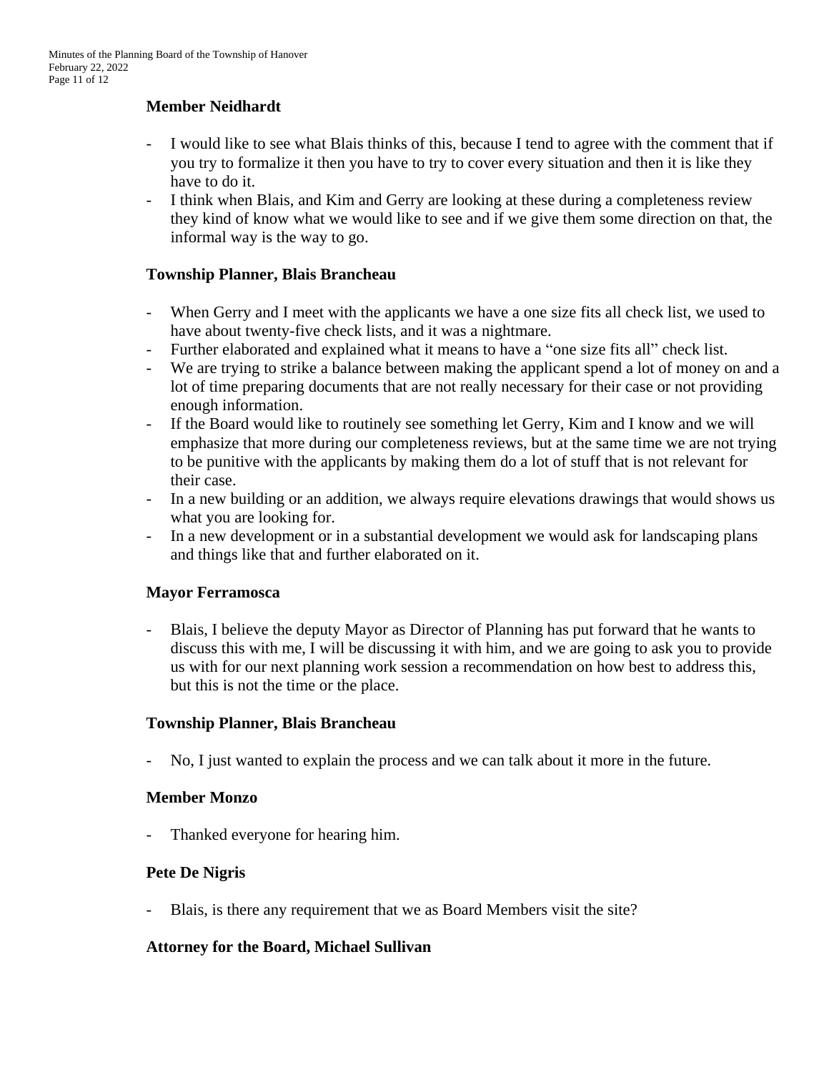**Member Neidhardt**

- I would like to see what Blais thinks of this, because I tend to agree with the comment that if you try to formalize it then you have to try to cover every situation and then it is like they have to do it.
- I think when Blais, and Kim and Gerry are looking at these during a completeness review they kind of know what we would like to see and if we give them some direction on that, the informal way is the way to go.

**Township Planner, Blais Brancheau**

- When Gerry and I meet with the applicants we have a one size fits all check list, we used to have about twenty-five check lists, and it was a nightmare.
- Further elaborated and explained what it means to have a "one size fits all" check list.
- We are trying to strike a balance between making the applicant spend a lot of money on and a lot of time preparing documents that are not really necessary for their case or not providing enough information.
- If the Board would like to routinely see something let Gerry, Kim and I know and we will emphasize that more during our completeness reviews, but at the same time we are not trying to be punitive with the applicants by making them do a lot of stuff that is not relevant for their case.
- In a new building or an addition, we always require elevations drawings that would shows us what you are looking for.
- In a new development or in a substantial development we would ask for landscaping plans and things like that and further elaborated on it.

**Mayor Ferramosca**

- Blais, I believe the deputy Mayor as Director of Planning has put forward that he wants to discuss this with me, I will be discussing it with him, and we are going to ask you to provide us with for our next planning work session a recommendation on how best to address this, but this is not the time or the place.

**Township Planner, Blais Brancheau**

- No, I just wanted to explain the process and we can talk about it more in the future.

**Member Monzo**

- Thanked everyone for hearing him.

**Pete De Nigris**

- Blais, is there any requirement that we as Board Members visit the site?

**Attorney for the Board, Michael Sullivan**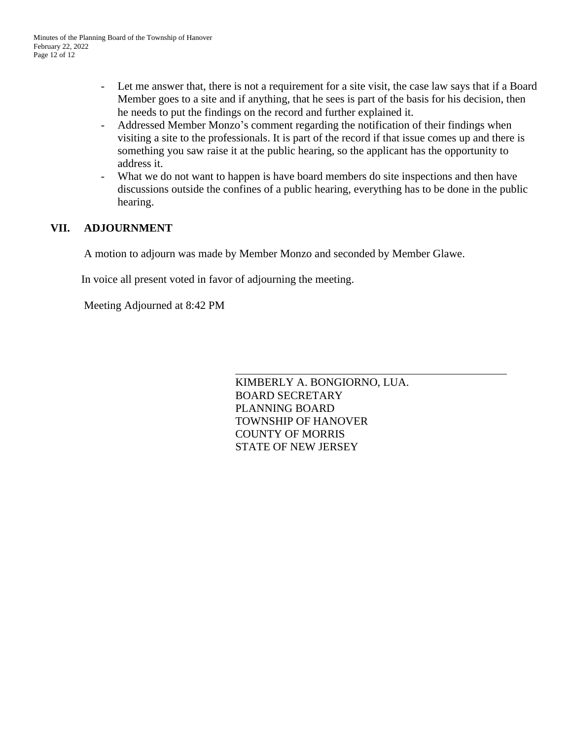- Let me answer that, there is not a requirement for a site visit, the case law says that if a Board Member goes to a site and if anything, that he sees is part of the basis for his decision, then he needs to put the findings on the record and further explained it.
- Addressed Member Monzo's comment regarding the notification of their findings when visiting a site to the professionals. It is part of the record if that issue comes up and there is something you saw raise it at the public hearing, so the applicant has the opportunity to address it.
- What we do not want to happen is have board members do site inspections and then have discussions outside the confines of a public hearing, everything has to be done in the public hearing.

## VII. ADJOURNMENT

A motion to adjourn was made by Member Monzo and seconded by Member Glawe.

In voice all present voted in favor of adjourning the meeting.

Meeting Adjourned at 8:42 PM

\_\_\_\_\_\_\_\_\_\_\_\_\_\_\_\_\_\_\_\_\_\_\_\_\_\_\_\_\_\_\_\_\_\_\_\_\_\_\_\_

KIMBERLY A. BONGIORNO, LUA.
BOARD SECRETARY
PLANNING BOARD
TOWNSHIP OF HANOVER
COUNTY OF MORRIS
STATE OF NEW JERSEY